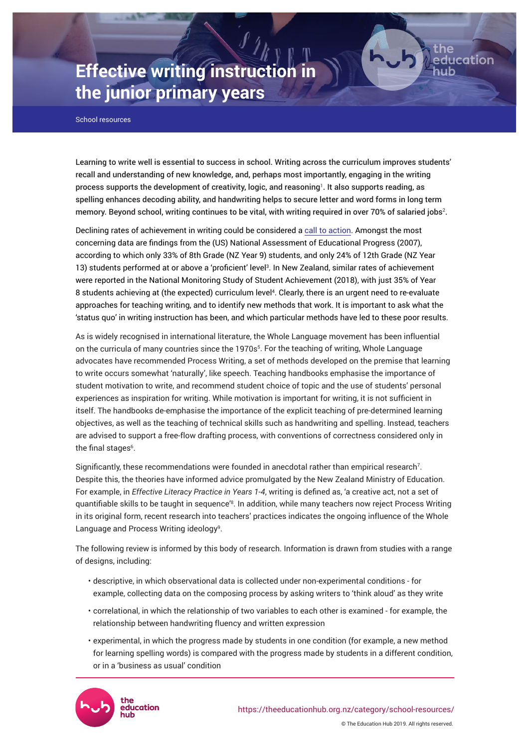# Effective writing instruction in the junior primary years

School resources

Learning to write well is essential to success in school. Writing across the curriculum improves students' recall and understanding of new knowledge, and, perhaps most importantly, engaging in the writing process supports the development of creativity, logic, and reasoning[1]. It also supports reading, as spelling enhances decoding ability, and handwriting helps to secure letter and word forms in long term memory. Beyond school, writing continues to be vital, with writing required in over 70% of salaried jobs[2].

Declining rates of achievement in writing could be considered a call to action. Amongst the most concerning data are findings from the (US) National Assessment of Educational Progress (2007), according to which only 33% of 8th Grade (NZ Year 9) students, and only 24% of 12th Grade (NZ Year 13) students performed at or above a 'proficient' level[3]. In New Zealand, similar rates of achievement were reported in the National Monitoring Study of Student Achievement (2018), with just 35% of Year 8 students achieving at (the expected) curriculum level[4]. Clearly, there is an urgent need to re-evaluate approaches for teaching writing, and to identify new methods that work. It is important to ask what the 'status quo' in writing instruction has been, and which particular methods have led to these poor results.

As is widely recognised in international literature, the Whole Language movement has been influential on the curricula of many countries since the 1970s[5]. For the teaching of writing, Whole Language advocates have recommended Process Writing, a set of methods developed on the premise that learning to write occurs somewhat 'naturally', like speech. Teaching handbooks emphasise the importance of student motivation to write, and recommend student choice of topic and the use of students' personal experiences as inspiration for writing. While motivation is important for writing, it is not sufficient in itself. The handbooks de-emphasise the importance of the explicit teaching of pre-determined learning objectives, as well as the teaching of technical skills such as handwriting and spelling. Instead, teachers are advised to support a free-flow drafting process, with conventions of correctness considered only in the final stages[6].

Significantly, these recommendations were founded in anecdotal rather than empirical research[7]. Despite this, the theories have informed advice promulgated by the New Zealand Ministry of Education. For example, in *Effective Literacy Practice in Years 1-4*, writing is defined as, 'a creative act, not a set of quantifiable skills to be taught in sequence'[8]. In addition, while many teachers now reject Process Writing in its original form, recent research into teachers' practices indicates the ongoing influence of the Whole Language and Process Writing ideology[9].

The following review is informed by this body of research. Information is drawn from studies with a range of designs, including:

- descriptive, in which observational data is collected under non-experimental conditions - for example, collecting data on the composing process by asking writers to 'think aloud' as they write
- correlational, in which the relationship of two variables to each other is examined - for example, the relationship between handwriting fluency and written expression
- experimental, in which the progress made by students in one condition (for example, a new method for learning spelling words) is compared with the progress made by students in a different condition, or in a 'business as usual' condition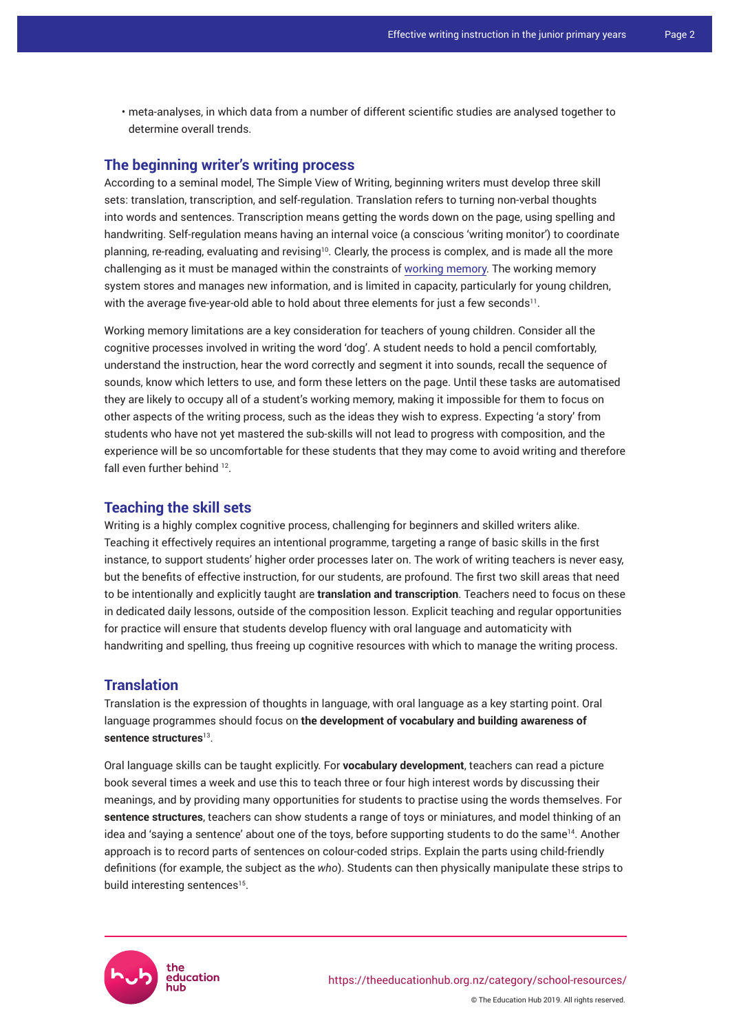- meta-analyses, in which data from a number of different scientific studies are analysed together to determine overall trends.

## The beginning writer's writing process

According to a seminal model, The Simple View of Writing, beginning writers must develop three skill sets: translation, transcription, and self-regulation. Translation refers to turning non-verbal thoughts into words and sentences. Transcription means getting the words down on the page, using spelling and handwriting. Self-regulation means having an internal voice (a conscious 'writing monitor') to coordinate planning, re-reading, evaluating and revising[10]. Clearly, the process is complex, and is made all the more challenging as it must be managed within the constraints of working memory. The working memory system stores and manages new information, and is limited in capacity, particularly for young children, with the average five-year-old able to hold about three elements for just a few seconds[11].

Working memory limitations are a key consideration for teachers of young children. Consider all the cognitive processes involved in writing the word 'dog'. A student needs to hold a pencil comfortably, understand the instruction, hear the word correctly and segment it into sounds, recall the sequence of sounds, know which letters to use, and form these letters on the page. Until these tasks are automatised they are likely to occupy all of a student's working memory, making it impossible for them to focus on other aspects of the writing process, such as the ideas they wish to express. Expecting 'a story' from students who have not yet mastered the sub-skills will not lead to progress with composition, and the experience will be so uncomfortable for these students that they may come to avoid writing and therefore fall even further behind [12].

## Teaching the skill sets

Writing is a highly complex cognitive process, challenging for beginners and skilled writers alike. Teaching it effectively requires an intentional programme, targeting a range of basic skills in the first instance, to support students' higher order processes later on. The work of writing teachers is never easy, but the benefits of effective instruction, for our students, are profound. The first two skill areas that need to be intentionally and explicitly taught are **translation and transcription**. Teachers need to focus on these in dedicated daily lessons, outside of the composition lesson. Explicit teaching and regular opportunities for practice will ensure that students develop fluency with oral language and automaticity with handwriting and spelling, thus freeing up cognitive resources with which to manage the writing process.

## Translation

Translation is the expression of thoughts in language, with oral language as a key starting point. Oral language programmes should focus on **the development of vocabulary and building awareness of sentence structures**[13].

Oral language skills can be taught explicitly. For **vocabulary development**, teachers can read a picture book several times a week and use this to teach three or four high interest words by discussing their meanings, and by providing many opportunities for students to practise using the words themselves. For **sentence structures**, teachers can show students a range of toys or miniatures, and model thinking of an idea and 'saying a sentence' about one of the toys, before supporting students to do the same[14]. Another approach is to record parts of sentences on colour-coded strips. Explain the parts using child-friendly definitions (for example, the subject as the *who*). Students can then physically manipulate these strips to build interesting sentences[15].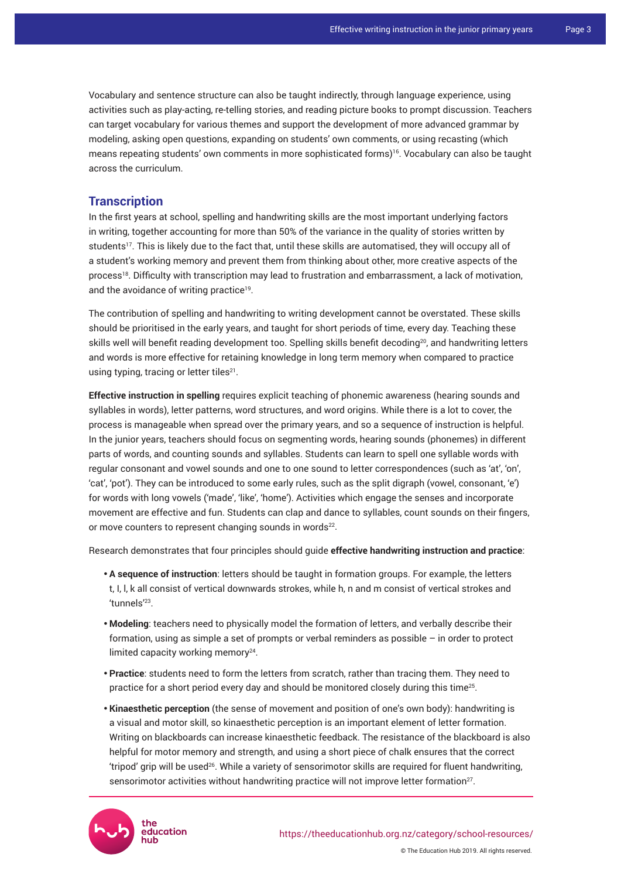Vocabulary and sentence structure can also be taught indirectly, through language experience, using activities such as play-acting, re-telling stories, and reading picture books to prompt discussion. Teachers can target vocabulary for various themes and support the development of more advanced grammar by modeling, asking open questions, expanding on students' own comments, or using recasting (which means repeating students' own comments in more sophisticated forms)[16]. Vocabulary can also be taught across the curriculum.

## Transcription

In the first years at school, spelling and handwriting skills are the most important underlying factors in writing, together accounting for more than 50% of the variance in the quality of stories written by students[17]. This is likely due to the fact that, until these skills are automatised, they will occupy all of a student's working memory and prevent them from thinking about other, more creative aspects of the process[18]. Difficulty with transcription may lead to frustration and embarrassment, a lack of motivation, and the avoidance of writing practice[19].

The contribution of spelling and handwriting to writing development cannot be overstated. These skills should be prioritised in the early years, and taught for short periods of time, every day. Teaching these skills well will benefit reading development too. Spelling skills benefit decoding[20], and handwriting letters and words is more effective for retaining knowledge in long term memory when compared to practice using typing, tracing or letter tiles[21].

**Effective instruction in spelling** requires explicit teaching of phonemic awareness (hearing sounds and syllables in words), letter patterns, word structures, and word origins. While there is a lot to cover, the process is manageable when spread over the primary years, and so a sequence of instruction is helpful. In the junior years, teachers should focus on segmenting words, hearing sounds (phonemes) in different parts of words, and counting sounds and syllables. Students can learn to spell one syllable words with regular consonant and vowel sounds and one to one sound to letter correspondences (such as 'at', 'on', 'cat', 'pot'). They can be introduced to some early rules, such as the split digraph (vowel, consonant, 'e') for words with long vowels ('made', 'like', 'home'). Activities which engage the senses and incorporate movement are effective and fun. Students can clap and dance to syllables, count sounds on their fingers, or move counters to represent changing sounds in words[22].

Research demonstrates that four principles should guide **effective handwriting instruction and practice**:

- **A sequence of instruction**: letters should be taught in formation groups. For example, the letters t, I, l, k all consist of vertical downwards strokes, while h, n and m consist of vertical strokes and 'tunnels'[23].
- **Modeling**: teachers need to physically model the formation of letters, and verbally describe their formation, using as simple a set of prompts or verbal reminders as possible – in order to protect limited capacity working memory[24].
- **Practice**: students need to form the letters from scratch, rather than tracing them. They need to practice for a short period every day and should be monitored closely during this time[25].
- **Kinaesthetic perception** (the sense of movement and position of one's own body): handwriting is a visual and motor skill, so kinaesthetic perception is an important element of letter formation. Writing on blackboards can increase kinaesthetic feedback. The resistance of the blackboard is also helpful for motor memory and strength, and using a short piece of chalk ensures that the correct 'tripod' grip will be used[26]. While a variety of sensorimotor skills are required for fluent handwriting, sensorimotor activities without handwriting practice will not improve letter formation[27].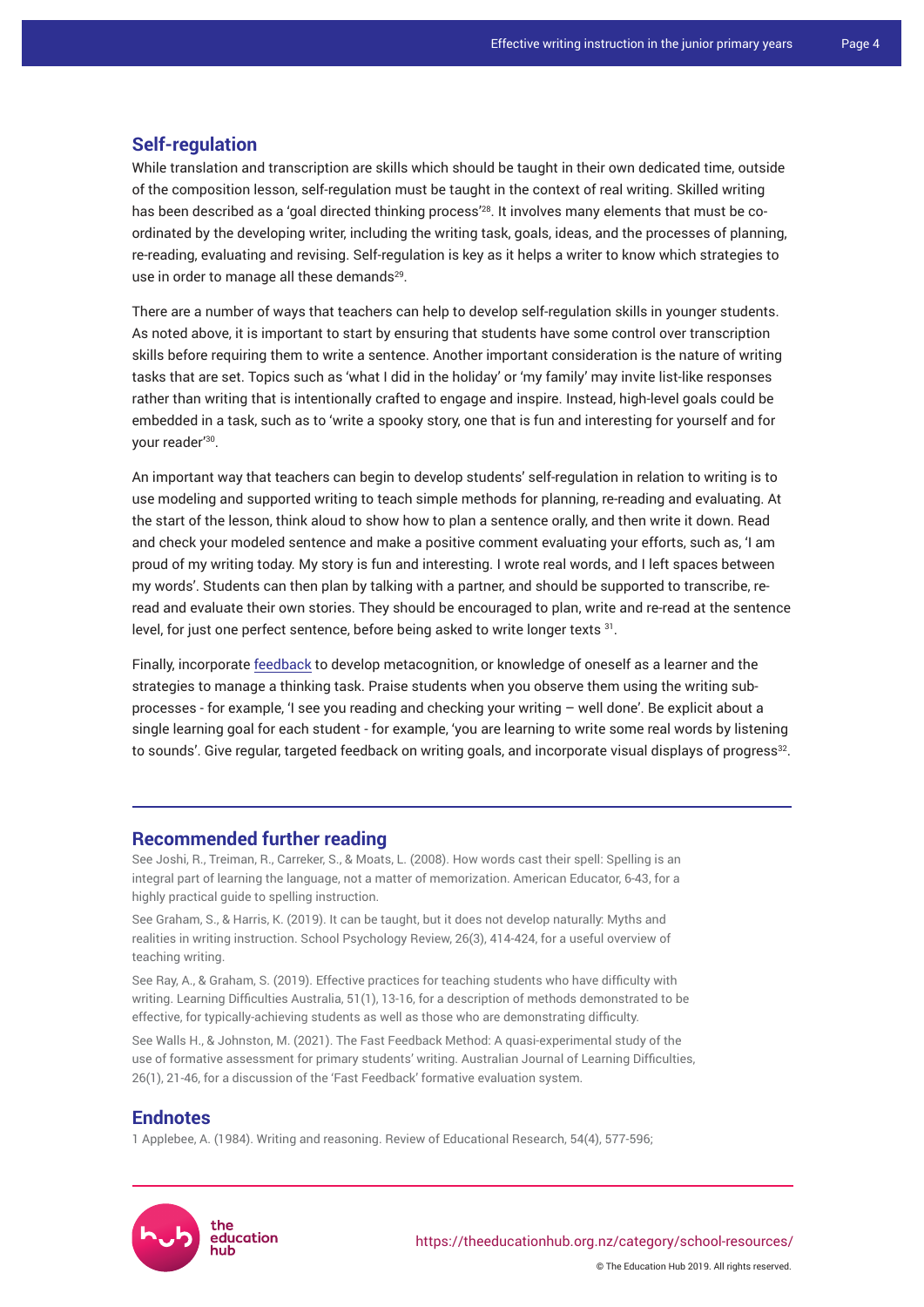## Self-regulation

While translation and transcription are skills which should be taught in their own dedicated time, outside of the composition lesson, self-regulation must be taught in the context of real writing. Skilled writing has been described as a 'goal directed thinking process'[28]. It involves many elements that must be co-ordinated by the developing writer, including the writing task, goals, ideas, and the processes of planning, re-reading, evaluating and revising. Self-regulation is key as it helps a writer to know which strategies to use in order to manage all these demands[29].

There are a number of ways that teachers can help to develop self-regulation skills in younger students. As noted above, it is important to start by ensuring that students have some control over transcription skills before requiring them to write a sentence. Another important consideration is the nature of writing tasks that are set. Topics such as 'what I did in the holiday' or 'my family' may invite list-like responses rather than writing that is intentionally crafted to engage and inspire. Instead, high-level goals could be embedded in a task, such as to 'write a spooky story, one that is fun and interesting for yourself and for your reader'[30].

An important way that teachers can begin to develop students' self-regulation in relation to writing is to use modeling and supported writing to teach simple methods for planning, re-reading and evaluating. At the start of the lesson, think aloud to show how to plan a sentence orally, and then write it down. Read and check your modeled sentence and make a positive comment evaluating your efforts, such as, 'I am proud of my writing today. My story is fun and interesting. I wrote real words, and I left spaces between my words'. Students can then plan by talking with a partner, and should be supported to transcribe, re-read and evaluate their own stories. They should be encouraged to plan, write and re-read at the sentence level, for just one perfect sentence, before being asked to write longer texts [31].

Finally, incorporate feedback to develop metacognition, or knowledge of oneself as a learner and the strategies to manage a thinking task. Praise students when you observe them using the writing sub-processes - for example, 'I see you reading and checking your writing – well done'. Be explicit about a single learning goal for each student - for example, 'you are learning to write some real words by listening to sounds'. Give regular, targeted feedback on writing goals, and incorporate visual displays of progress[32].

## Recommended further reading

See Joshi, R., Treiman, R., Carreker, S., & Moats, L. (2008). How words cast their spell: Spelling is an integral part of learning the language, not a matter of memorization. American Educator, 6-43, for a highly practical guide to spelling instruction.

See Graham, S., & Harris, K. (2019). It can be taught, but it does not develop naturally: Myths and realities in writing instruction. School Psychology Review, 26(3), 414-424, for a useful overview of teaching writing.

See Ray, A., & Graham, S. (2019). Effective practices for teaching students who have difficulty with writing. Learning Difficulties Australia, 51(1), 13-16, for a description of methods demonstrated to be effective, for typically-achieving students as well as those who are demonstrating difficulty.

See Walls H., & Johnston, M. (2021). The Fast Feedback Method: A quasi-experimental study of the use of formative assessment for primary students' writing. Australian Journal of Learning Difficulties, 26(1), 21-46, for a discussion of the 'Fast Feedback' formative evaluation system.

## Endnotes

1 Applebee, A. (1984). Writing and reasoning. Review of Educational Research, 54(4), 577-596;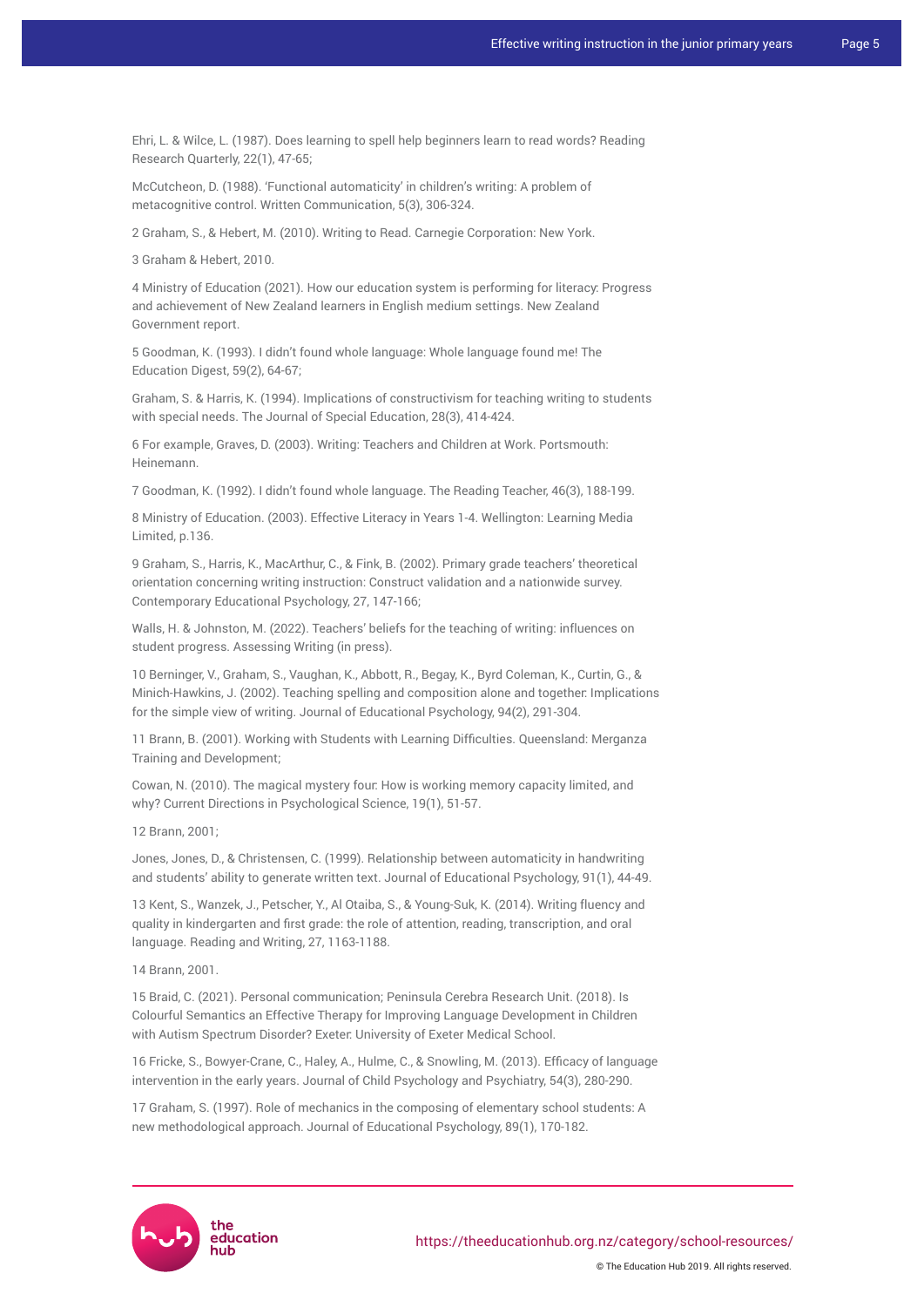Ehri, L. & Wilce, L. (1987). Does learning to spell help beginners learn to read words? Reading Research Quarterly, 22(1), 47-65;

McCutcheon, D. (1988). 'Functional automaticity' in children's writing: A problem of metacognitive control. Written Communication, 5(3), 306-324.

2 Graham, S., & Hebert, M. (2010). Writing to Read. Carnegie Corporation: New York.

3 Graham & Hebert, 2010.

4 Ministry of Education (2021). How our education system is performing for literacy: Progress and achievement of New Zealand learners in English medium settings. New Zealand Government report.

5 Goodman, K. (1993). I didn't found whole language: Whole language found me! The Education Digest, 59(2), 64-67;

Graham, S. & Harris, K. (1994). Implications of constructivism for teaching writing to students with special needs. The Journal of Special Education, 28(3), 414-424.

6 For example, Graves, D. (2003). Writing: Teachers and Children at Work. Portsmouth: Heinemann.

7 Goodman, K. (1992). I didn't found whole language. The Reading Teacher, 46(3), 188-199.

8 Ministry of Education. (2003). Effective Literacy in Years 1-4. Wellington: Learning Media Limited, p.136.

9 Graham, S., Harris, K., MacArthur, C., & Fink, B. (2002). Primary grade teachers' theoretical orientation concerning writing instruction: Construct validation and a nationwide survey. Contemporary Educational Psychology, 27, 147-166;

Walls, H. & Johnston, M. (2022). Teachers' beliefs for the teaching of writing: influences on student progress. Assessing Writing (in press).

10 Berninger, V., Graham, S., Vaughan, K., Abbott, R., Begay, K., Byrd Coleman, K., Curtin, G., & Minich-Hawkins, J. (2002). Teaching spelling and composition alone and together: Implications for the simple view of writing. Journal of Educational Psychology, 94(2), 291-304.

11 Brann, B. (2001). Working with Students with Learning Difficulties. Queensland: Merganza Training and Development;

Cowan, N. (2010). The magical mystery four: How is working memory capacity limited, and why? Current Directions in Psychological Science, 19(1), 51-57.

12 Brann, 2001;

Jones, Jones, D., & Christensen, C. (1999). Relationship between automaticity in handwriting and students' ability to generate written text. Journal of Educational Psychology, 91(1), 44-49.

13 Kent, S., Wanzek, J., Petscher, Y., Al Otaiba, S., & Young-Suk, K. (2014). Writing fluency and quality in kindergarten and first grade: the role of attention, reading, transcription, and oral language. Reading and Writing, 27, 1163-1188.

14 Brann, 2001.

15 Braid, C. (2021). Personal communication; Peninsula Cerebra Research Unit. (2018). Is Colourful Semantics an Effective Therapy for Improving Language Development in Children with Autism Spectrum Disorder? Exeter: University of Exeter Medical School.

16 Fricke, S., Bowyer-Crane, C., Haley, A., Hulme, C., & Snowling, M. (2013). Efficacy of language intervention in the early years. Journal of Child Psychology and Psychiatry, 54(3), 280-290.

17 Graham, S. (1997). Role of mechanics in the composing of elementary school students: A new methodological approach. Journal of Educational Psychology, 89(1), 170-182.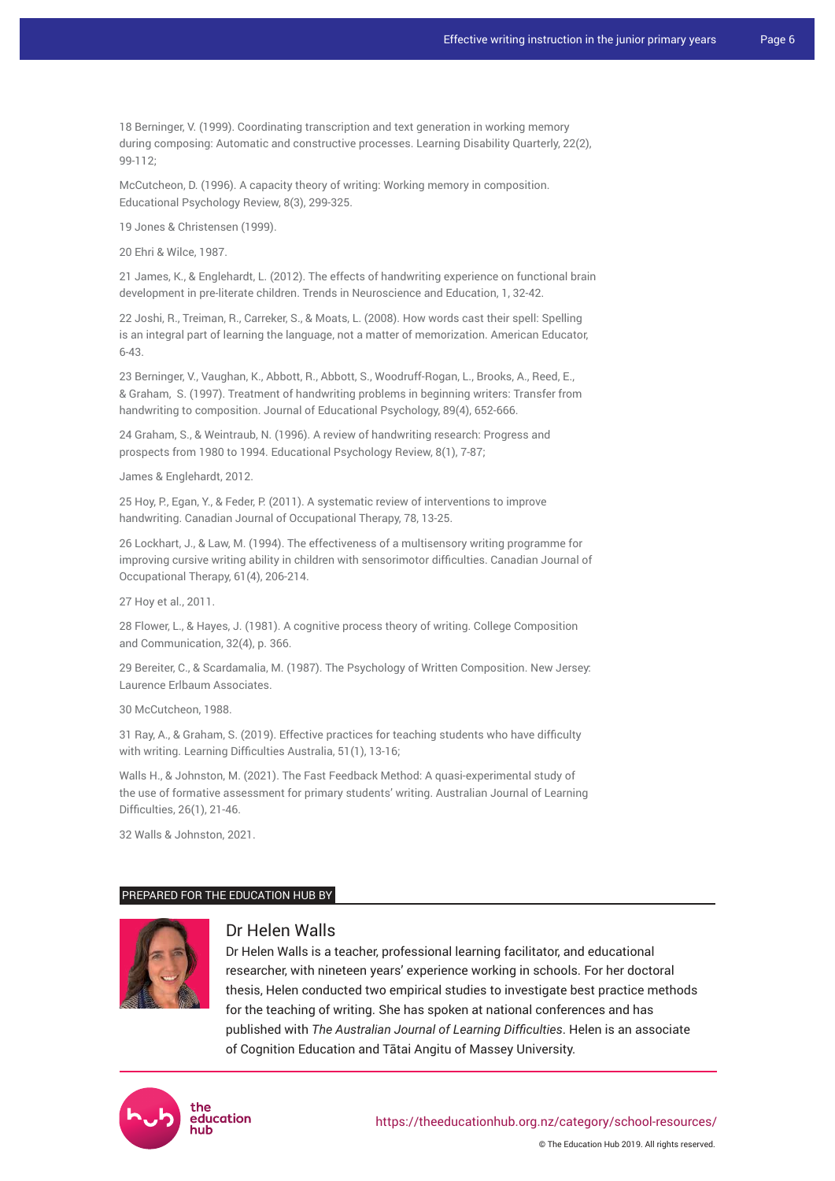18 Berninger, V. (1999). Coordinating transcription and text generation in working memory during composing: Automatic and constructive processes. Learning Disability Quarterly, 22(2), 99-112;

McCutcheon, D. (1996). A capacity theory of writing: Working memory in composition. Educational Psychology Review, 8(3), 299-325.

19 Jones & Christensen (1999).

20 Ehri & Wilce, 1987.

21 James, K., & Englehardt, L. (2012). The effects of handwriting experience on functional brain development in pre-literate children. Trends in Neuroscience and Education, 1, 32-42.

22 Joshi, R., Treiman, R., Carreker, S., & Moats, L. (2008). How words cast their spell: Spelling is an integral part of learning the language, not a matter of memorization. American Educator, 6-43.

23 Berninger, V., Vaughan, K., Abbott, R., Abbott, S., Woodruff-Rogan, L., Brooks, A., Reed, E., & Graham, S. (1997). Treatment of handwriting problems in beginning writers: Transfer from handwriting to composition. Journal of Educational Psychology, 89(4), 652-666.

24 Graham, S., & Weintraub, N. (1996). A review of handwriting research: Progress and prospects from 1980 to 1994. Educational Psychology Review, 8(1), 7-87;

James & Englehardt, 2012.

25 Hoy, P., Egan, Y., & Feder, P. (2011). A systematic review of interventions to improve handwriting. Canadian Journal of Occupational Therapy, 78, 13-25.

26 Lockhart, J., & Law, M. (1994). The effectiveness of a multisensory writing programme for improving cursive writing ability in children with sensorimotor difficulties. Canadian Journal of Occupational Therapy, 61(4), 206-214.

27 Hoy et al., 2011.

28 Flower, L., & Hayes, J. (1981). A cognitive process theory of writing. College Composition and Communication, 32(4), p. 366.

29 Bereiter, C., & Scardamalia, M. (1987). The Psychology of Written Composition. New Jersey: Laurence Erlbaum Associates.

30 McCutcheon, 1988.

31 Ray, A., & Graham, S. (2019). Effective practices for teaching students who have difficulty with writing. Learning Difficulties Australia, 51(1), 13-16;

Walls H., & Johnston, M. (2021). The Fast Feedback Method: A quasi-experimental study of the use of formative assessment for primary students' writing. Australian Journal of Learning Difficulties, 26(1), 21-46.

32 Walls & Johnston, 2021.

PREPARED FOR THE EDUCATION HUB BY

## Dr Helen Walls

Dr Helen Walls is a teacher, professional learning facilitator, and educational researcher, with nineteen years' experience working in schools. For her doctoral thesis, Helen conducted two empirical studies to investigate best practice methods for the teaching of writing. She has spoken at national conferences and has published with *The Australian Journal of Learning Difficulties*. Helen is an associate of Cognition Education and Tātai Angitu of Massey University.

https://theeducationhub.org.nz/category/school-resources/

© The Education Hub 2019. All rights reserved.